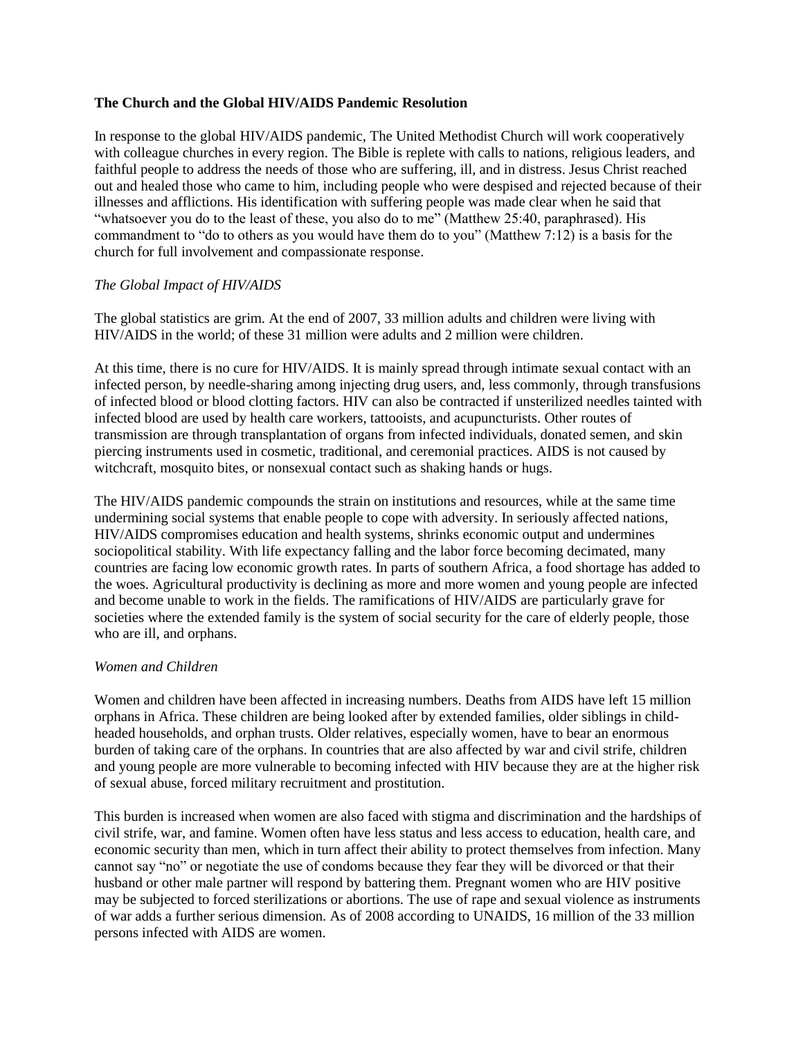**The Church and the Global HIV/AIDS Pandemic Resolution**

In response to the global HIV/AIDS pandemic, The United Methodist Church will work cooperatively with colleague churches in every region. The Bible is replete with calls to nations, religious leaders, and faithful people to address the needs of those who are suffering, ill, and in distress. Jesus Christ reached out and healed those who came to him, including people who were despised and rejected because of their illnesses and afflictions. His identification with suffering people was made clear when he said that "whatsoever you do to the least of these, you also do to me" (Matthew 25:40, paraphrased). His commandment to "do to others as you would have them do to you" (Matthew 7:12) is a basis for the church for full involvement and compassionate response.

*The Global Impact of HIV/AIDS*

The global statistics are grim. At the end of 2007, 33 million adults and children were living with HIV/AIDS in the world; of these 31 million were adults and 2 million were children.

At this time, there is no cure for HIV/AIDS. It is mainly spread through intimate sexual contact with an infected person, by needle-sharing among injecting drug users, and, less commonly, through transfusions of infected blood or blood clotting factors. HIV can also be contracted if unsterilized needles tainted with infected blood are used by health care workers, tattooists, and acupuncturists. Other routes of transmission are through transplantation of organs from infected individuals, donated semen, and skin piercing instruments used in cosmetic, traditional, and ceremonial practices. AIDS is not caused by witchcraft, mosquito bites, or nonsexual contact such as shaking hands or hugs.

The HIV/AIDS pandemic compounds the strain on institutions and resources, while at the same time undermining social systems that enable people to cope with adversity. In seriously affected nations, HIV/AIDS compromises education and health systems, shrinks economic output and undermines sociopolitical stability. With life expectancy falling and the labor force becoming decimated, many countries are facing low economic growth rates. In parts of southern Africa, a food shortage has added to the woes. Agricultural productivity is declining as more and more women and young people are infected and become unable to work in the fields. The ramifications of HIV/AIDS are particularly grave for societies where the extended family is the system of social security for the care of elderly people, those who are ill, and orphans.

*Women and Children*

Women and children have been affected in increasing numbers. Deaths from AIDS have left 15 million orphans in Africa. These children are being looked after by extended families, older siblings in child-headed households, and orphan trusts. Older relatives, especially women, have to bear an enormous burden of taking care of the orphans. In countries that are also affected by war and civil strife, children and young people are more vulnerable to becoming infected with HIV because they are at the higher risk of sexual abuse, forced military recruitment and prostitution.

This burden is increased when women are also faced with stigma and discrimination and the hardships of civil strife, war, and famine. Women often have less status and less access to education, health care, and economic security than men, which in turn affect their ability to protect themselves from infection. Many cannot say "no" or negotiate the use of condoms because they fear they will be divorced or that their husband or other male partner will respond by battering them. Pregnant women who are HIV positive may be subjected to forced sterilizations or abortions. The use of rape and sexual violence as instruments of war adds a further serious dimension. As of 2008 according to UNAIDS, 16 million of the 33 million persons infected with AIDS are women.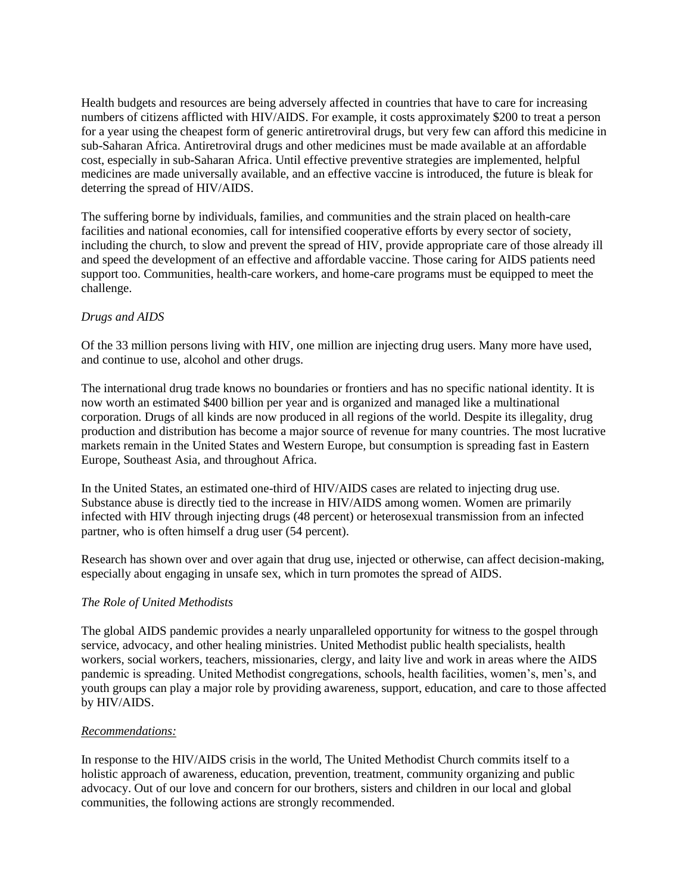Health budgets and resources are being adversely affected in countries that have to care for increasing numbers of citizens afflicted with HIV/AIDS. For example, it costs approximately $200 to treat a person for a year using the cheapest form of generic antiretroviral drugs, but very few can afford this medicine in sub-Saharan Africa. Antiretroviral drugs and other medicines must be made available at an affordable cost, especially in sub-Saharan Africa. Until effective preventive strategies are implemented, helpful medicines are made universally available, and an effective vaccine is introduced, the future is bleak for deterring the spread of HIV/AIDS.

The suffering borne by individuals, families, and communities and the strain placed on health-care facilities and national economies, call for intensified cooperative efforts by every sector of society, including the church, to slow and prevent the spread of HIV, provide appropriate care of those already ill and speed the development of an effective and affordable vaccine. Those caring for AIDS patients need support too. Communities, health-care workers, and home-care programs must be equipped to meet the challenge.

*Drugs and AIDS*

Of the 33 million persons living with HIV, one million are injecting drug users. Many more have used, and continue to use, alcohol and other drugs.

The international drug trade knows no boundaries or frontiers and has no specific national identity. It is now worth an estimated $400 billion per year and is organized and managed like a multinational corporation. Drugs of all kinds are now produced in all regions of the world. Despite its illegality, drug production and distribution has become a major source of revenue for many countries. The most lucrative markets remain in the United States and Western Europe, but consumption is spreading fast in Eastern Europe, Southeast Asia, and throughout Africa.

In the United States, an estimated one-third of HIV/AIDS cases are related to injecting drug use. Substance abuse is directly tied to the increase in HIV/AIDS among women. Women are primarily infected with HIV through injecting drugs (48 percent) or heterosexual transmission from an infected partner, who is often himself a drug user (54 percent).

Research has shown over and over again that drug use, injected or otherwise, can affect decision-making, especially about engaging in unsafe sex, which in turn promotes the spread of AIDS.

*The Role of United Methodists*

The global AIDS pandemic provides a nearly unparalleled opportunity for witness to the gospel through service, advocacy, and other healing ministries. United Methodist public health specialists, health workers, social workers, teachers, missionaries, clergy, and laity live and work in areas where the AIDS pandemic is spreading. United Methodist congregations, schools, health facilities, women's, men's, and youth groups can play a major role by providing awareness, support, education, and care to those affected by HIV/AIDS.

*Recommendations:*

In response to the HIV/AIDS crisis in the world, The United Methodist Church commits itself to a holistic approach of awareness, education, prevention, treatment, community organizing and public advocacy. Out of our love and concern for our brothers, sisters and children in our local and global communities, the following actions are strongly recommended.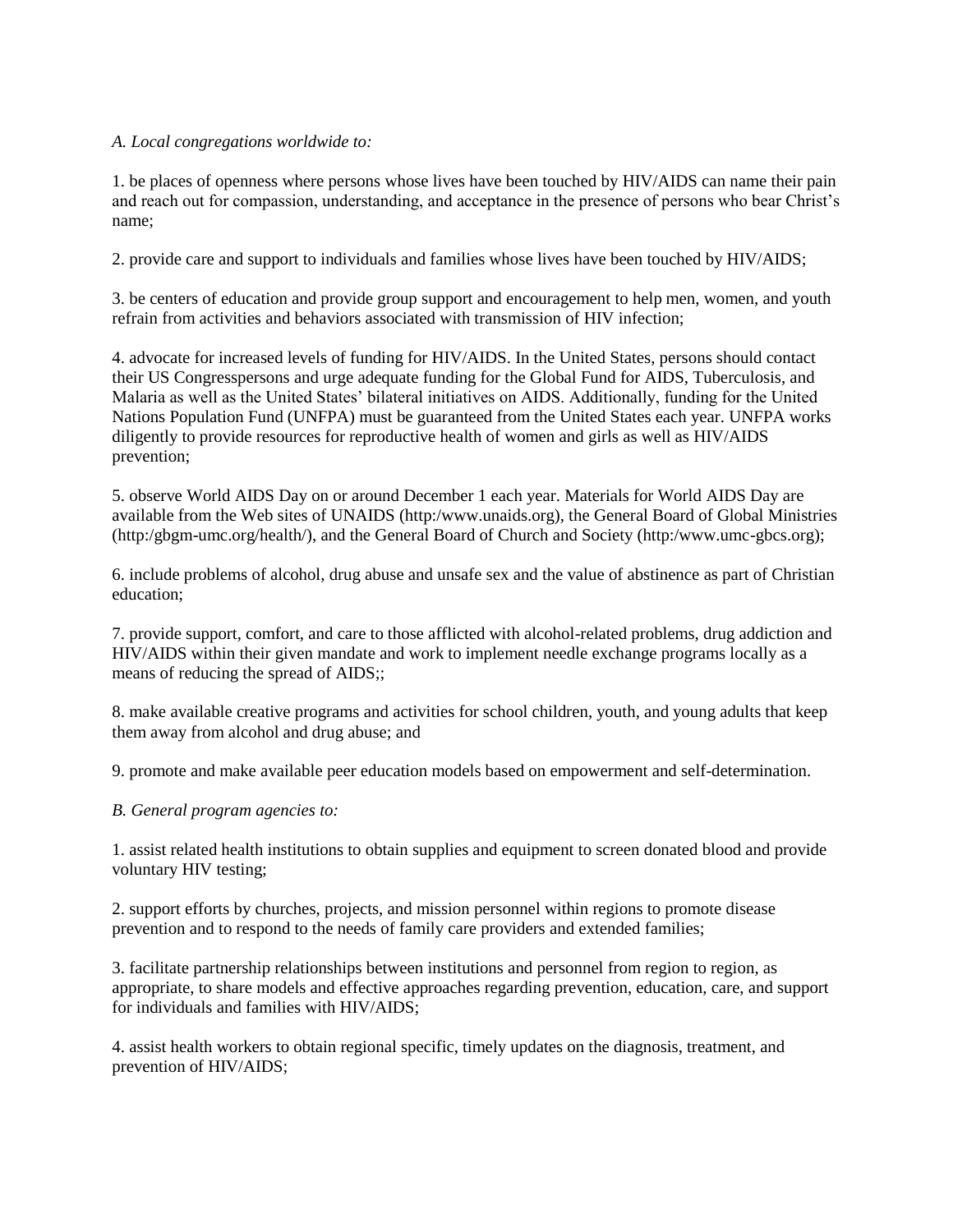*A. Local congregations worldwide to:*

1. be places of openness where persons whose lives have been touched by HIV/AIDS can name their pain and reach out for compassion, understanding, and acceptance in the presence of persons who bear Christ's name;

2. provide care and support to individuals and families whose lives have been touched by HIV/AIDS;

3. be centers of education and provide group support and encouragement to help men, women, and youth refrain from activities and behaviors associated with transmission of HIV infection;

4. advocate for increased levels of funding for HIV/AIDS. In the United States, persons should contact their US Congresspersons and urge adequate funding for the Global Fund for AIDS, Tuberculosis, and Malaria as well as the United States' bilateral initiatives on AIDS. Additionally, funding for the United Nations Population Fund (UNFPA) must be guaranteed from the United States each year. UNFPA works diligently to provide resources for reproductive health of women and girls as well as HIV/AIDS prevention;

5. observe World AIDS Day on or around December 1 each year. Materials for World AIDS Day are available from the Web sites of UNAIDS (http:/www.unaids.org), the General Board of Global Ministries (http:/gbgm-umc.org/health/), and the General Board of Church and Society (http:/www.umc-gbcs.org);

6. include problems of alcohol, drug abuse and unsafe sex and the value of abstinence as part of Christian education;

7. provide support, comfort, and care to those afflicted with alcohol-related problems, drug addiction and HIV/AIDS within their given mandate and work to implement needle exchange programs locally as a means of reducing the spread of AIDS;;

8. make available creative programs and activities for school children, youth, and young adults that keep them away from alcohol and drug abuse; and

9. promote and make available peer education models based on empowerment and self-determination.

*B. General program agencies to:*

1. assist related health institutions to obtain supplies and equipment to screen donated blood and provide voluntary HIV testing;

2. support efforts by churches, projects, and mission personnel within regions to promote disease prevention and to respond to the needs of family care providers and extended families;

3. facilitate partnership relationships between institutions and personnel from region to region, as appropriate, to share models and effective approaches regarding prevention, education, care, and support for individuals and families with HIV/AIDS;

4. assist health workers to obtain regional specific, timely updates on the diagnosis, treatment, and prevention of HIV/AIDS;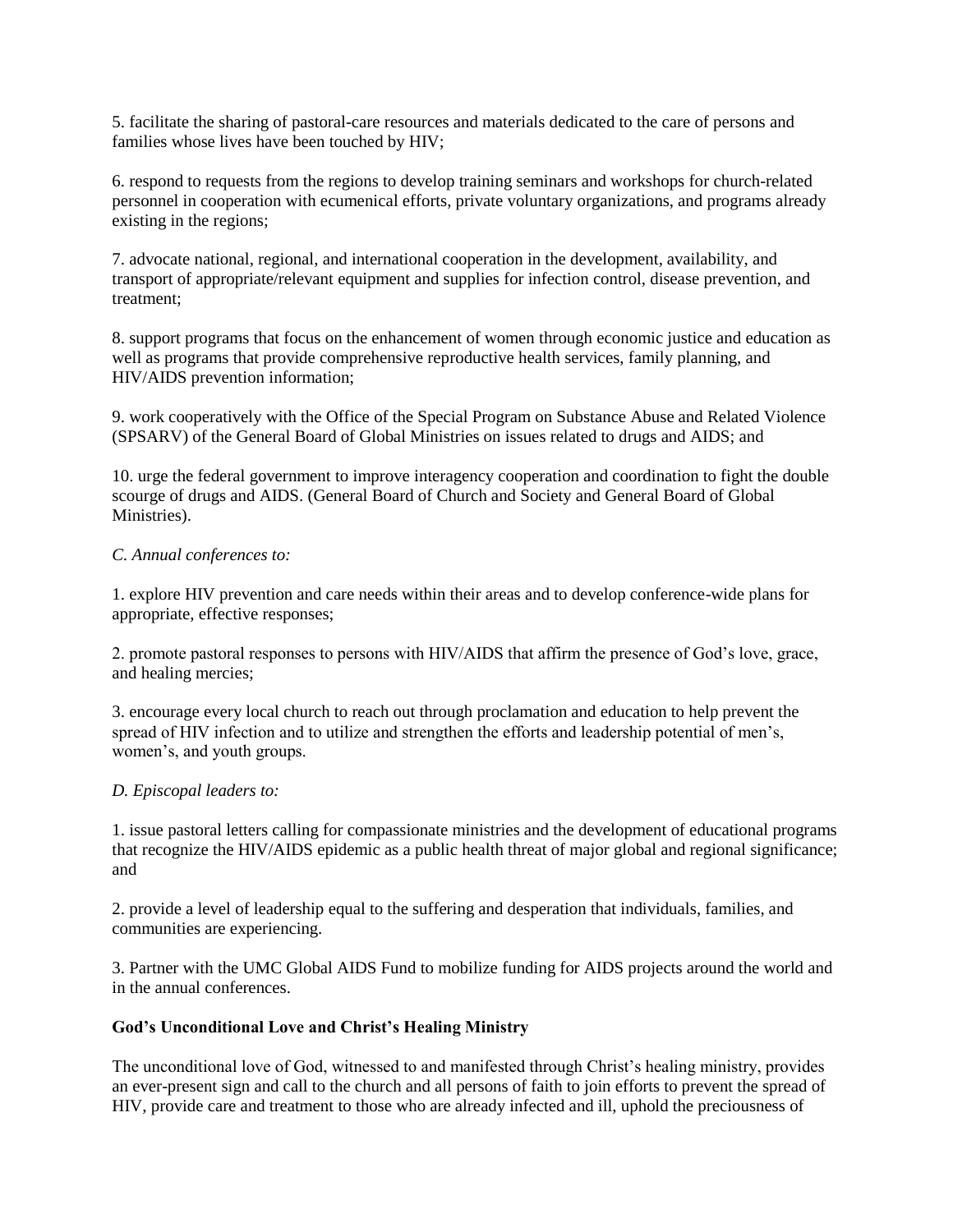5. facilitate the sharing of pastoral-care resources and materials dedicated to the care of persons and families whose lives have been touched by HIV;

6. respond to requests from the regions to develop training seminars and workshops for church-related personnel in cooperation with ecumenical efforts, private voluntary organizations, and programs already existing in the regions;

7. advocate national, regional, and international cooperation in the development, availability, and transport of appropriate/relevant equipment and supplies for infection control, disease prevention, and treatment;

8. support programs that focus on the enhancement of women through economic justice and education as well as programs that provide comprehensive reproductive health services, family planning, and HIV/AIDS prevention information;

9. work cooperatively with the Office of the Special Program on Substance Abuse and Related Violence (SPSARV) of the General Board of Global Ministries on issues related to drugs and AIDS; and

10. urge the federal government to improve interagency cooperation and coordination to fight the double scourge of drugs and AIDS. (General Board of Church and Society and General Board of Global Ministries).

*C. Annual conferences to:*

1. explore HIV prevention and care needs within their areas and to develop conference-wide plans for appropriate, effective responses;

2. promote pastoral responses to persons with HIV/AIDS that affirm the presence of God's love, grace, and healing mercies;

3. encourage every local church to reach out through proclamation and education to help prevent the spread of HIV infection and to utilize and strengthen the efforts and leadership potential of men's, women's, and youth groups.

*D. Episcopal leaders to:*

1. issue pastoral letters calling for compassionate ministries and the development of educational programs that recognize the HIV/AIDS epidemic as a public health threat of major global and regional significance; and

2. provide a level of leadership equal to the suffering and desperation that individuals, families, and communities are experiencing.

3. Partner with the UMC Global AIDS Fund to mobilize funding for AIDS projects around the world and in the annual conferences.

**God's Unconditional Love and Christ's Healing Ministry**

The unconditional love of God, witnessed to and manifested through Christ's healing ministry, provides an ever-present sign and call to the church and all persons of faith to join efforts to prevent the spread of HIV, provide care and treatment to those who are already infected and ill, uphold the preciousness of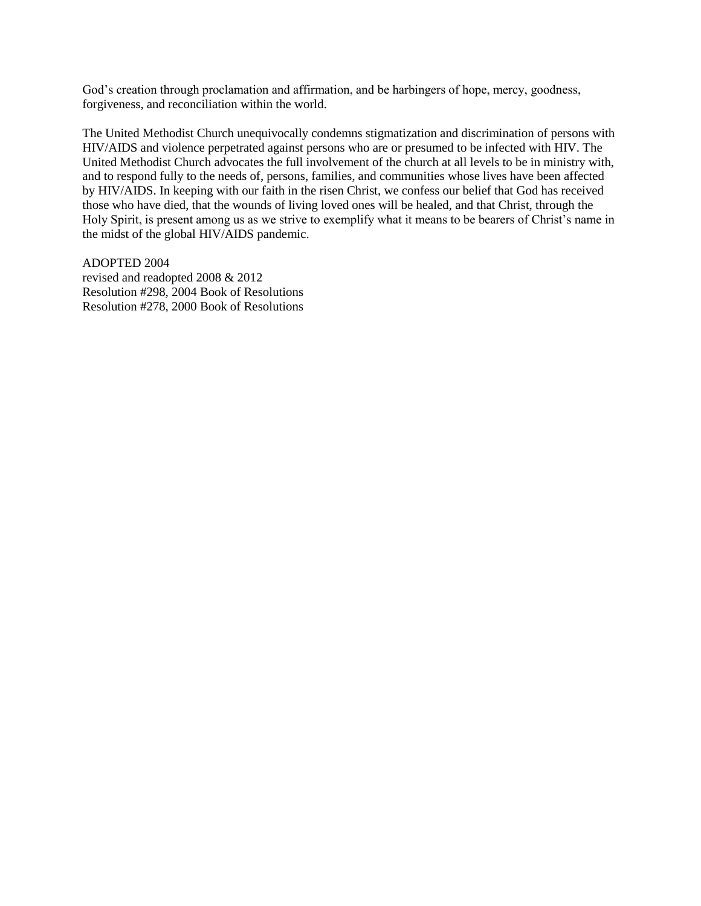God's creation through proclamation and affirmation, and be harbingers of hope, mercy, goodness, forgiveness, and reconciliation within the world.

The United Methodist Church unequivocally condemns stigmatization and discrimination of persons with HIV/AIDS and violence perpetrated against persons who are or presumed to be infected with HIV. The United Methodist Church advocates the full involvement of the church at all levels to be in ministry with, and to respond fully to the needs of, persons, families, and communities whose lives have been affected by HIV/AIDS. In keeping with our faith in the risen Christ, we confess our belief that God has received those who have died, that the wounds of living loved ones will be healed, and that Christ, through the Holy Spirit, is present among us as we strive to exemplify what it means to be bearers of Christ's name in the midst of the global HIV/AIDS pandemic.

ADOPTED 2004
revised and readopted 2008 & 2012
Resolution #298, 2004 Book of Resolutions
Resolution #278, 2000 Book of Resolutions